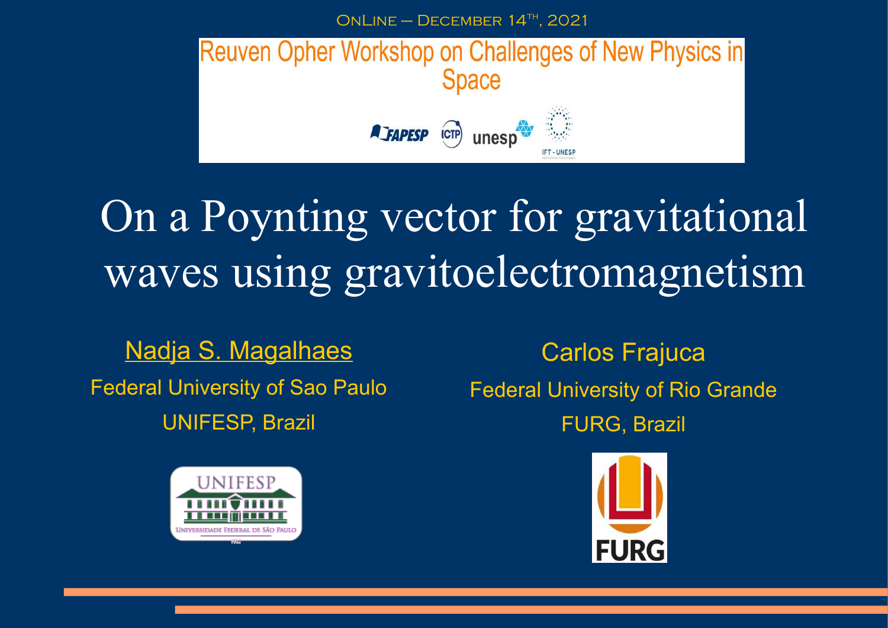OnLine – December 14th, 2021

Reuven Opher Workshop on Challenges of New Physics in Space

FAPESP ICTP unesp IFT - UNESP

# On a Poynting vector for gravitational waves using gravitoelectromagnetism

Nadja S. Magalhaes
Federal University of Sao Paulo
UNIFESP, Brazil

Carlos Frajuca
Federal University of Rio Grande
FURG, Brazil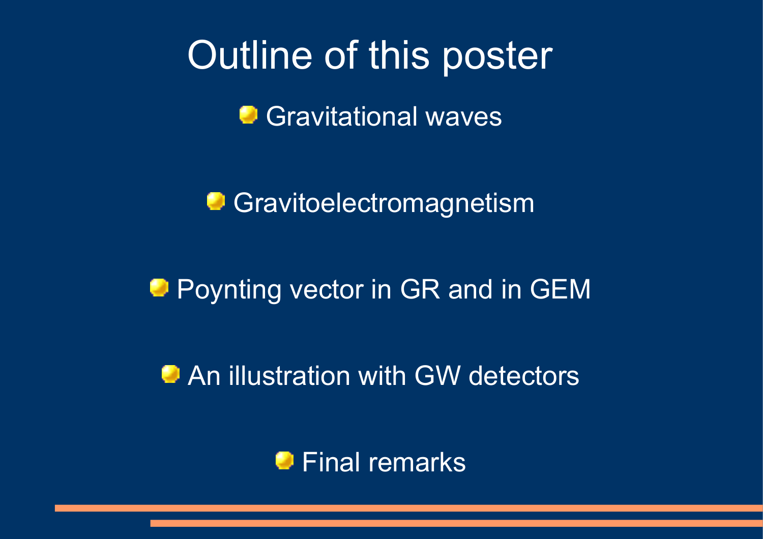# Outline of this poster

- Gravitational waves
- Gravitoelectromagnetism
- Poynting vector in GR and in GEM
- An illustration with GW detectors
- Final remarks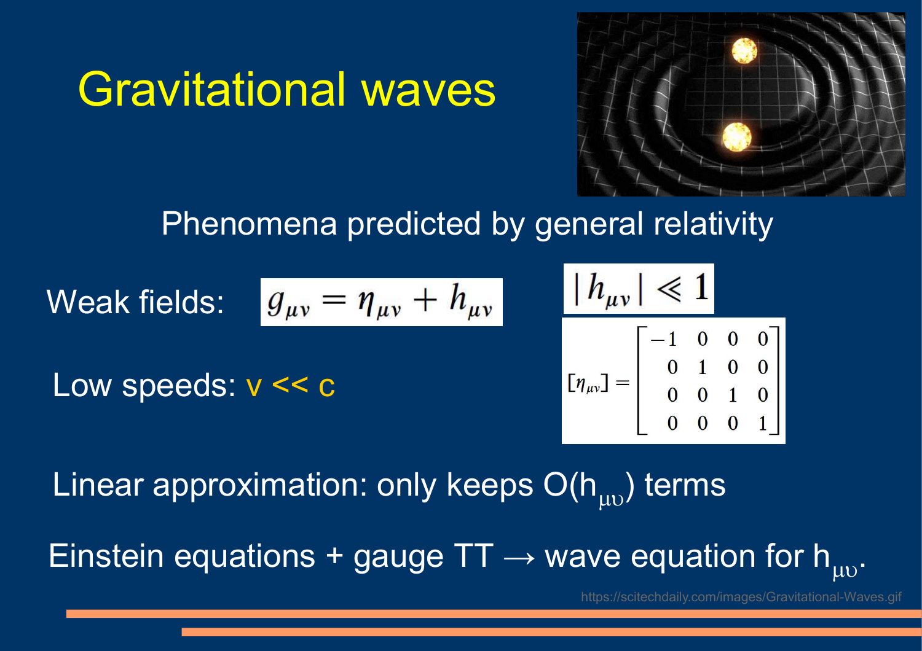# Gravitational waves

Phenomena predicted by general relativity

Weak fields: $g_{\mu\nu} = \eta_{\mu\nu} + h_{\mu\nu}$ $\quad |h_{\mu\nu}| \ll 1$

$$[\eta_{\mu\nu}] = \begin{bmatrix} -1 & 0 & 0 & 0 \\ 0 & 1 & 0 & 0 \\ 0 & 0 & 1 & 0 \\ 0 & 0 & 0 & 1 \end{bmatrix}$$

Low speeds: $v \ll c$

Linear approximation: only keeps $O(h_{\mu\upsilon})$ terms

Einstein equations + gauge TT → wave equation for $h_{\mu\upsilon}$.

https://scitechdaily.com/images/Gravitational-Waves.gif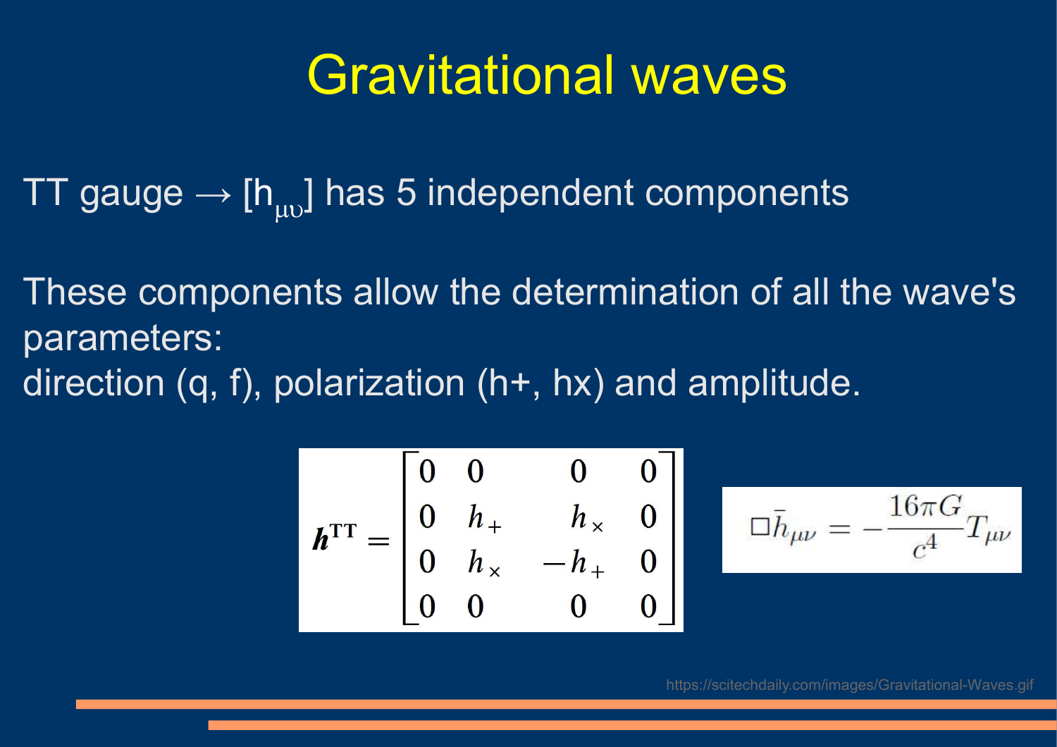# Gravitational waves

TT gauge → $[h_{\mu\upsilon}]$ has 5 independent components

These components allow the determination of all the wave's parameters:
direction (q, f), polarization (h+, hx) and amplitude.

$$
\boldsymbol{h}^{\mathrm{TT}} = \begin{bmatrix} 0 & 0 & 0 & 0 \\ 0 & h_{+} & h_{\times} & 0 \\ 0 & h_{\times} & -h_{+} & 0 \\ 0 & 0 & 0 & 0 \end{bmatrix}
$$

$$
\Box \bar{h}_{\mu\nu} = -\frac{16\pi G}{c^4} T_{\mu\nu}
$$

https://scitechdaily.com/images/Gravitational-Waves.gif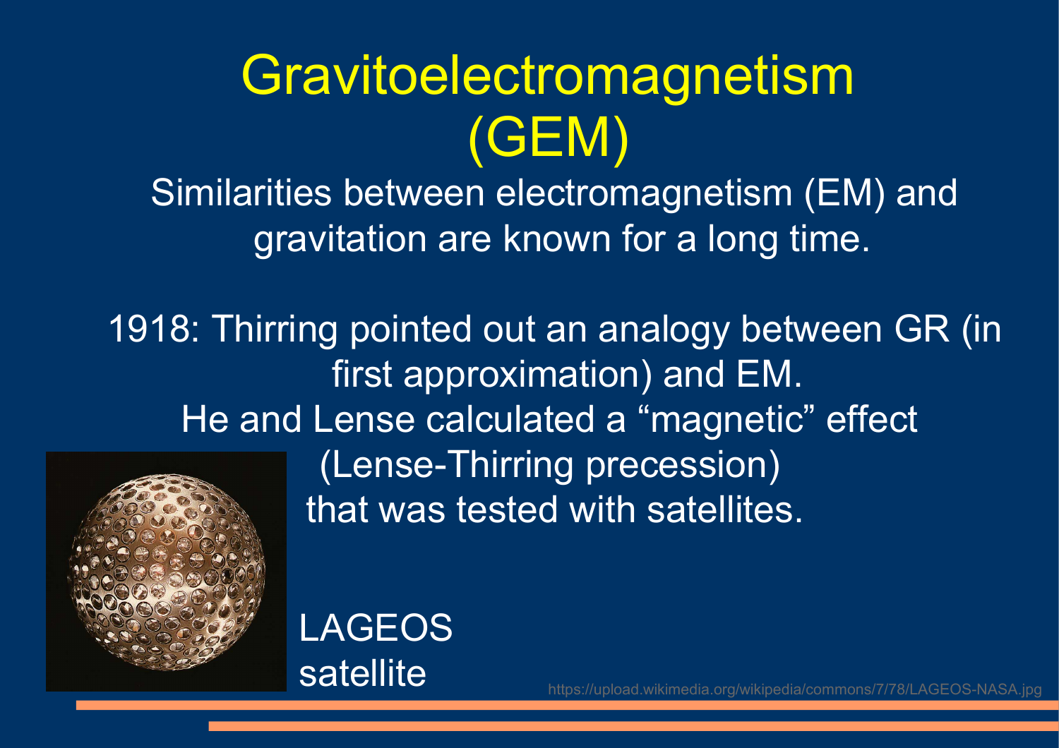# Gravitoelectromagnetism (GEM)

Similarities between electromagnetism (EM) and gravitation are known for a long time.

1918: Thirring pointed out an analogy between GR (in first approximation) and EM.
He and Lense calculated a "magnetic" effect (Lense-Thirring precession) that was tested with satellites.

LAGEOS satellite

https://upload.wikimedia.org/wikipedia/commons/7/78/LAGEOS-NASA.jpg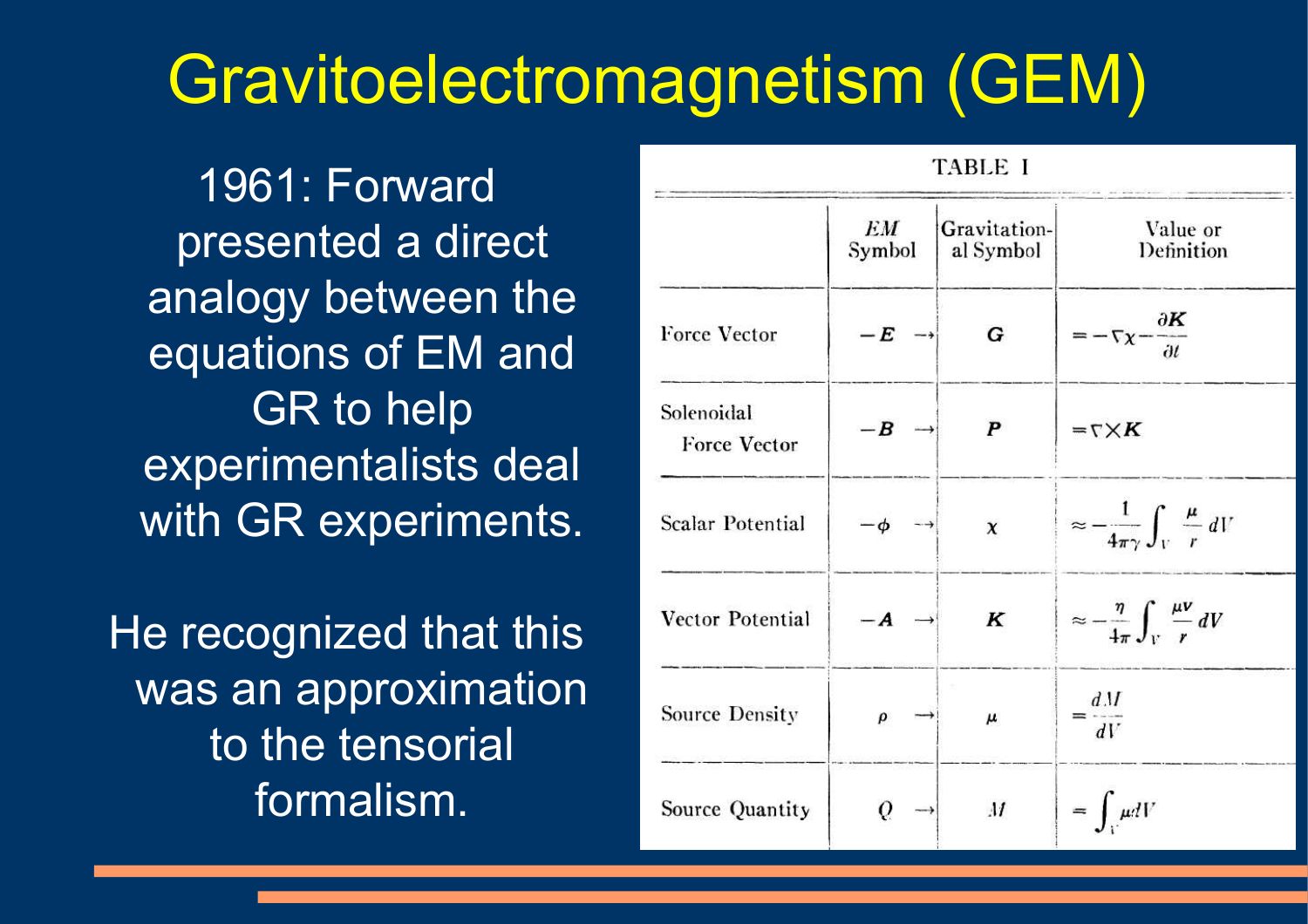# Gravitoelectromagnetism (GEM)

1961: Forward presented a direct analogy between the equations of EM and GR to help experimentalists deal with GR experiments.

He recognized that this was an approximation to the tensorial formalism.

TABLE I

| | EM Symbol | Gravitational Symbol | Value or Definition |
|---|---|---|---|
| Force Vector | $-\mathbf{E}$ → | $\mathbf{G}$ | $= -\nabla\chi - \frac{\partial \mathbf{K}}{\partial t}$ |
| Solenoidal Force Vector | $-\mathbf{B}$ → | $\mathbf{P}$ | $= \nabla \times \mathbf{K}$ |
| Scalar Potential | $-\phi$ → | $\chi$ | $\approx -\frac{1}{4\pi\gamma}\int_V \frac{\mu}{r}\, dV$ |
| Vector Potential | $-\mathbf{A}$ → | $\mathbf{K}$ | $\approx -\frac{\eta}{4\pi}\int_V \frac{\mu \mathbf{v}}{r}\, dV$ |
| Source Density | $\rho$ → | $\mu$ | $= \frac{dM}{dV}$ |
| Source Quantity | $Q$ → | $M$ | $= \int_V \mu\, dV$ |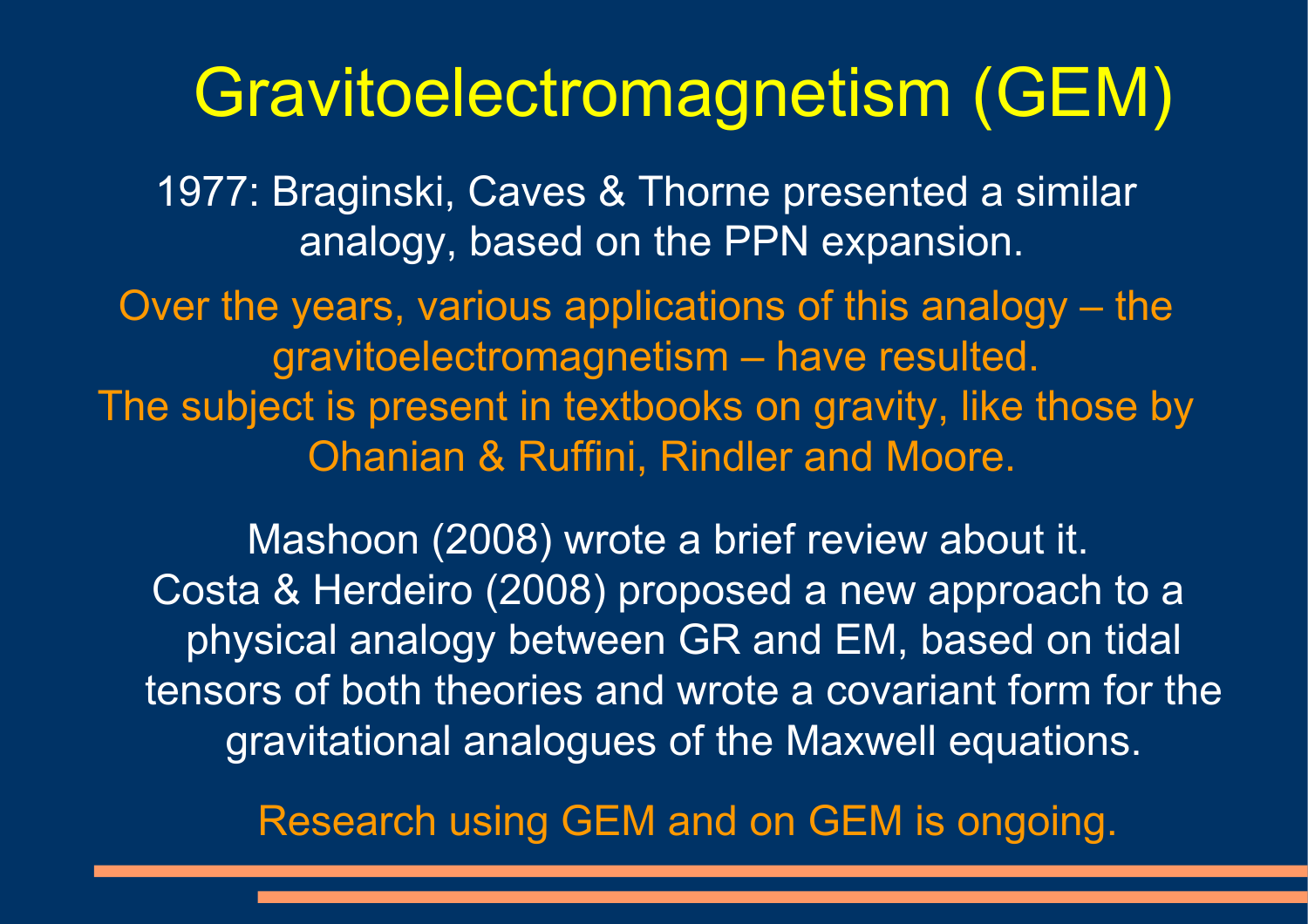# Gravitoelectromagnetism (GEM)

1977: Braginski, Caves & Thorne presented a similar analogy, based on the PPN expansion.

Over the years, various applications of this analogy – the gravitoelectromagnetism – have resulted. The subject is present in textbooks on gravity, like those by Ohanian & Ruffini, Rindler and Moore.

Mashoon (2008) wrote a brief review about it. Costa & Herdeiro (2008) proposed a new approach to a physical analogy between GR and EM, based on tidal tensors of both theories and wrote a covariant form for the gravitational analogues of the Maxwell equations.

Research using GEM and on GEM is ongoing.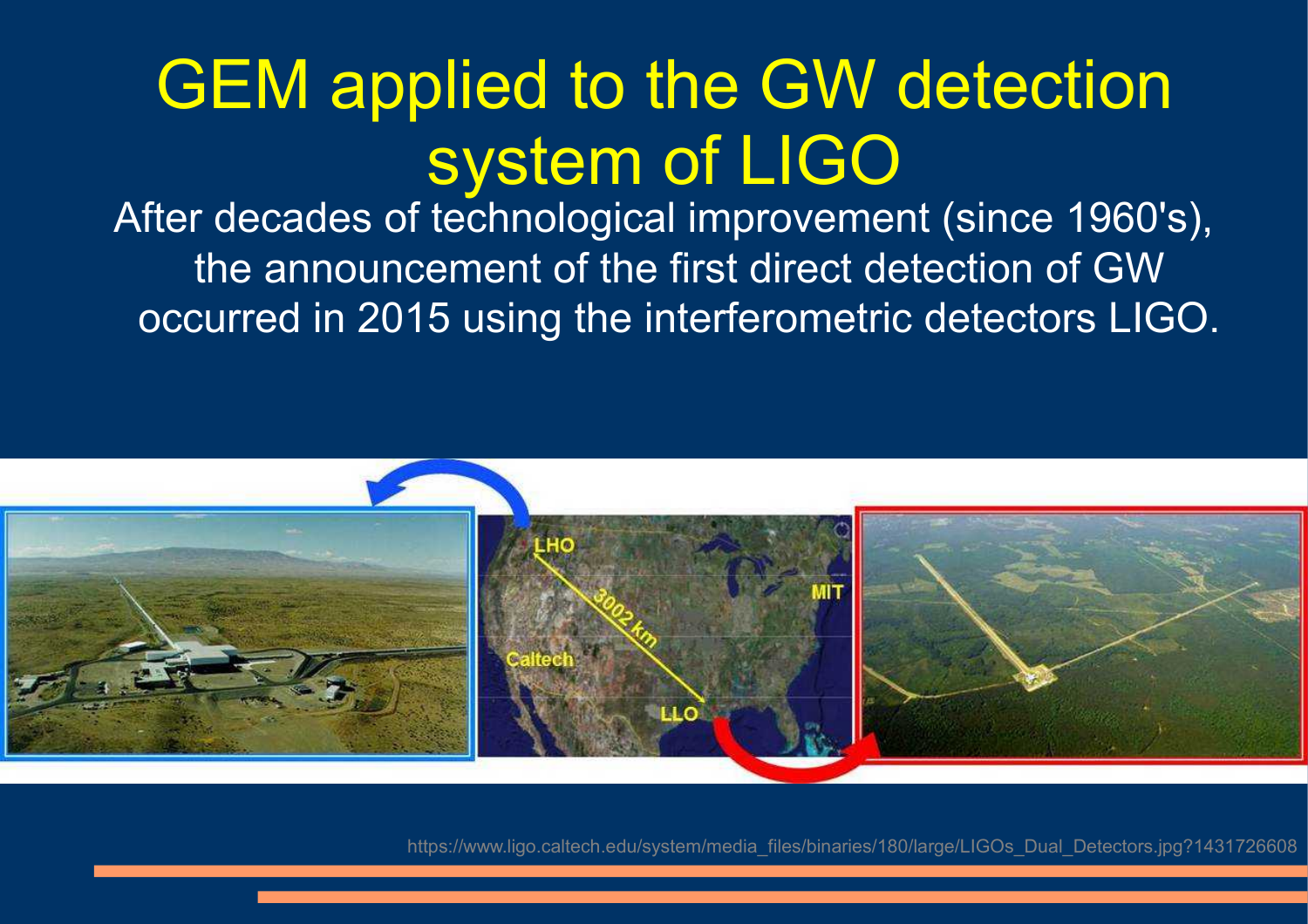# GEM applied to the GW detection system of LIGO

After decades of technological improvement (since 1960's), the announcement of the first direct detection of GW occurred in 2015 using the interferometric detectors LIGO.

https://www.ligo.caltech.edu/system/media_files/binaries/180/large/LIGOs_Dual_Detectors.jpg?1431726608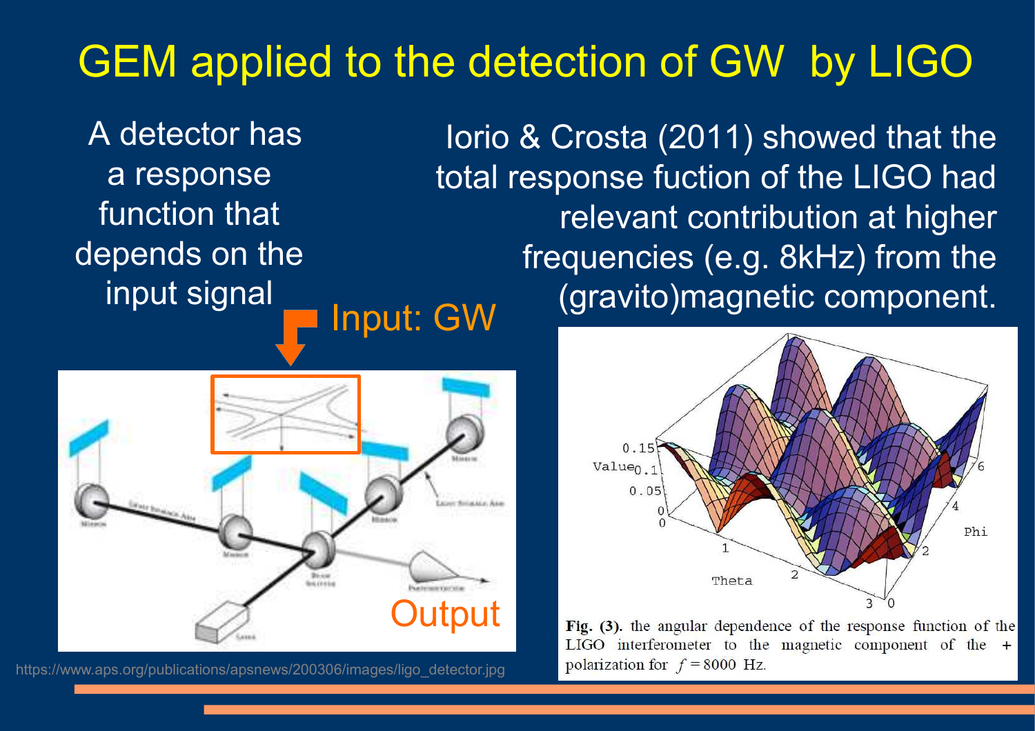# GEM applied to the detection of GW by LIGO

A detector has a response function that depends on the input signal

Input: GW

Output

https://www.aps.org/publications/apsnews/200306/images/ligo_detector.jpg

Iorio & Crosta (2011) showed that the total response fuction of the LIGO had relevant contribution at higher frequencies (e.g. 8kHz) from the (gravito)magnetic component.

**Fig. (3).** the angular dependence of the response function of the LIGO interferometer to the magnetic component of the + polarization for $f = 8000$ Hz.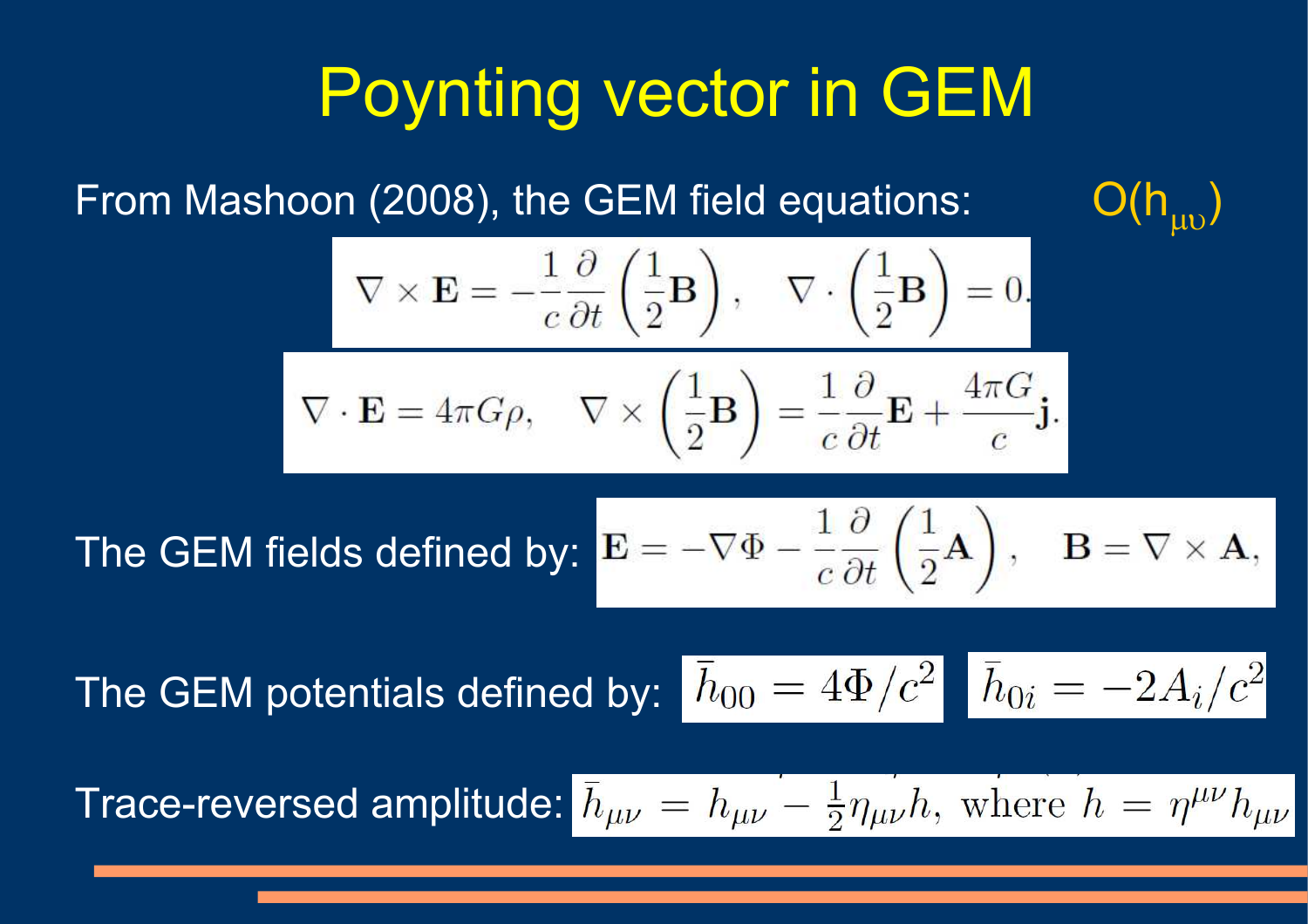# Poynting vector in GEM

From Mashoon (2008), the GEM field equations: $O(h_{\mu\upsilon})$

$$\nabla \times \mathbf{E} = -\frac{1}{c}\frac{\partial}{\partial t}\left(\frac{1}{2}\mathbf{B}\right), \quad \nabla \cdot \left(\frac{1}{2}\mathbf{B}\right) = 0.$$

$$\nabla \cdot \mathbf{E} = 4\pi G\rho, \quad \nabla \times \left(\frac{1}{2}\mathbf{B}\right) = \frac{1}{c}\frac{\partial}{\partial t}\mathbf{E} + \frac{4\pi G}{c}\mathbf{j}.$$

The GEM fields defined by: $\mathbf{E} = -\nabla\Phi - \frac{1}{c}\frac{\partial}{\partial t}\left(\frac{1}{2}\mathbf{A}\right), \quad \mathbf{B} = \nabla \times \mathbf{A},$

The GEM potentials defined by: $\bar{h}_{00} = 4\Phi/c^2$ $\quad \bar{h}_{0i} = -2A_i/c^2$

Trace-reversed amplitude: $\bar{h}_{\mu\nu} = h_{\mu\nu} - \frac{1}{2}\eta_{\mu\nu}h, \text{ where } h = \eta^{\mu\nu}h_{\mu\nu}$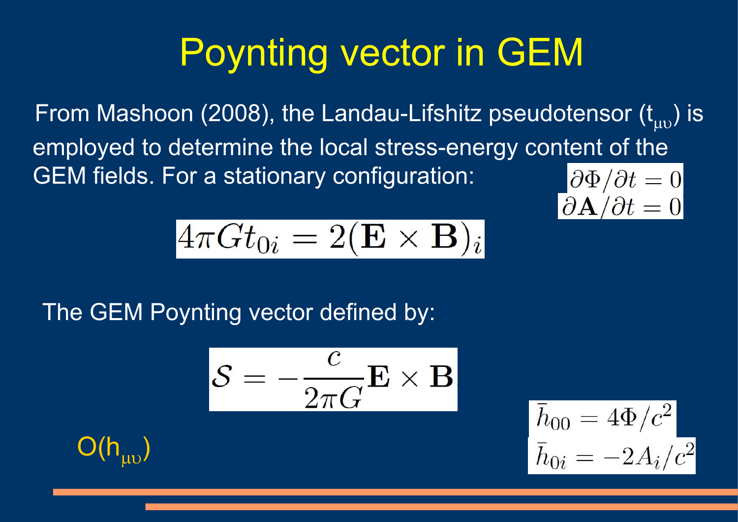# Poynting vector in GEM

From Mashoon (2008), the Landau-Lifshitz pseudotensor ($t_{\mu\upsilon}$) is employed to determine the local stress-energy content of the GEM fields. For a stationary configuration:

$$\partial \Phi / \partial t = 0$$
$$\partial \mathbf{A} / \partial t = 0$$

$$4\pi G t_{0i} = 2(\mathbf{E} \times \mathbf{B})_i$$

The GEM Poynting vector defined by:

$$\mathcal{S} = -\frac{c}{2\pi G} \mathbf{E} \times \mathbf{B}$$

$O(h_{\mu\upsilon})$

$$\bar{h}_{00} = 4\Phi / c^2$$
$$\bar{h}_{0i} = -2A_i / c^2$$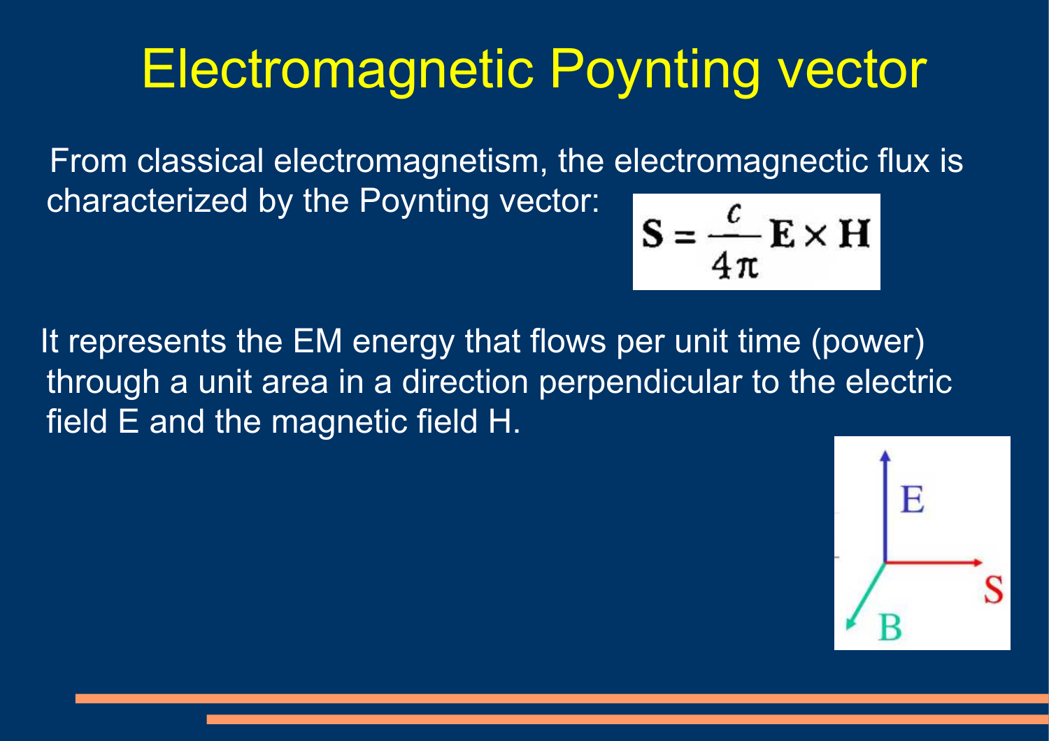# Electromagnetic Poynting vector

From classical electromagnetism, the electromagnectic flux is characterized by the Poynting vector:

$$\mathbf{S} = \frac{c}{4\pi}\mathbf{E} \times \mathbf{H}$$

It represents the EM energy that flows per unit time (power) through a unit area in a direction perpendicular to the electric field E and the magnetic field H.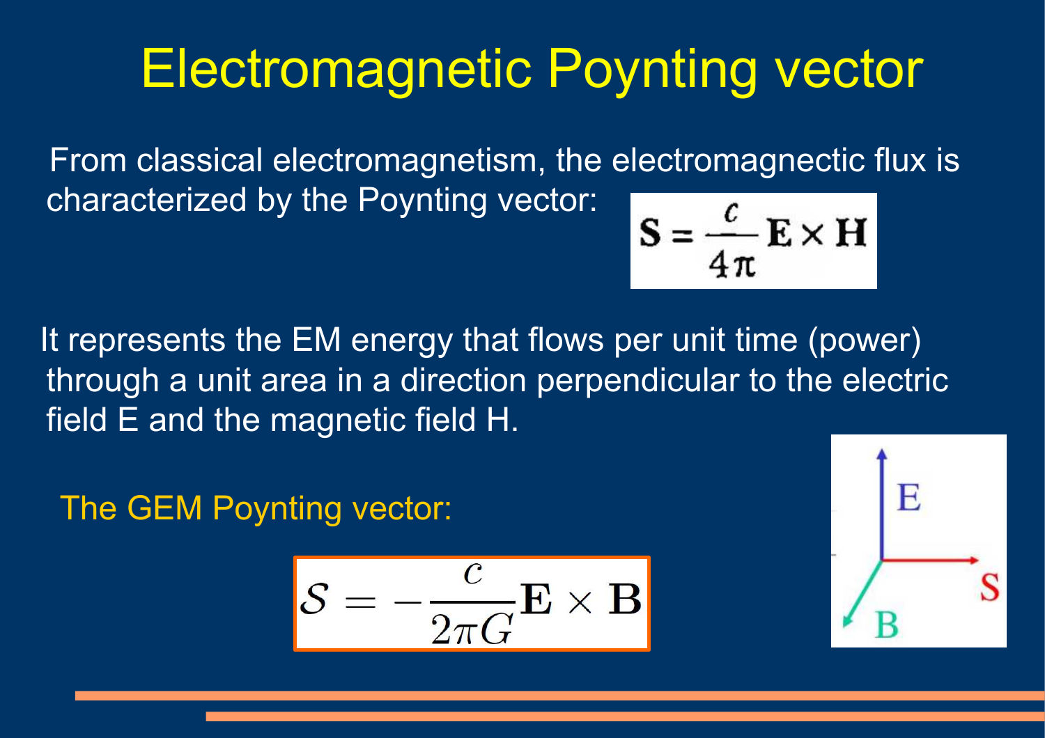# Electromagnetic Poynting vector

From classical electromagnetism, the electromagnectic flux is characterized by the Poynting vector:

$$\mathbf{S} = \frac{c}{4\pi}\mathbf{E}\times\mathbf{H}$$

It represents the EM energy that flows per unit time (power) through a unit area in a direction perpendicular to the electric field E and the magnetic field H.

The GEM Poynting vector:

$$\mathcal{S} = -\frac{c}{2\pi G}\mathbf{E}\times\mathbf{B}$$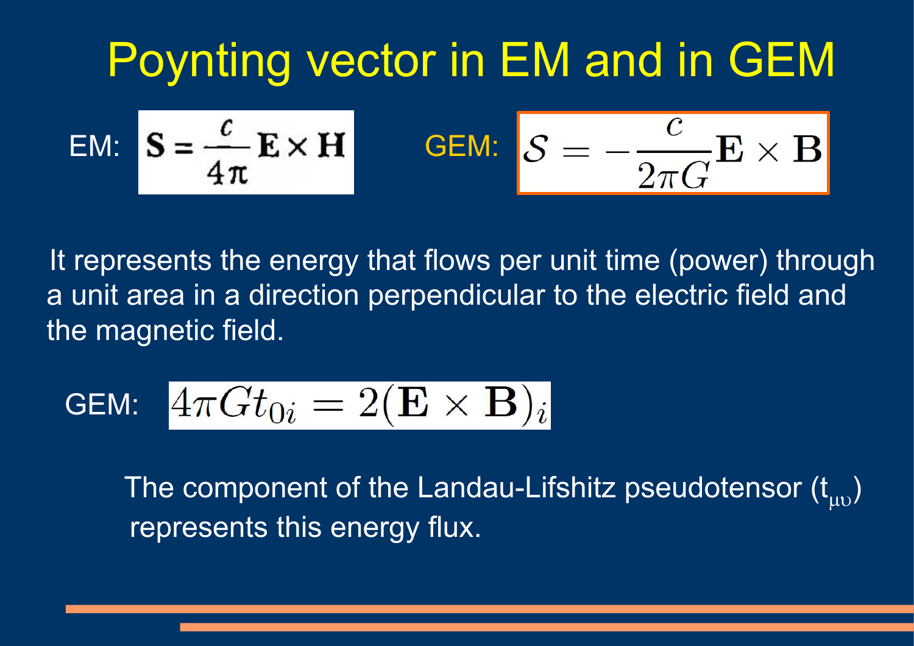# Poynting vector in EM and in GEM

EM: $\mathbf{S} = \frac{c}{4\pi}\mathbf{E}\times\mathbf{H}$

GEM: $\mathcal{S} = -\frac{c}{2\pi G}\mathbf{E}\times\mathbf{B}$

It represents the energy that flows per unit time (power) through a unit area in a direction perpendicular to the electric field and the magnetic field.

GEM: $4\pi G t_{0i} = 2(\mathbf{E}\times\mathbf{B})_i$

The component of the Landau-Lifshitz pseudotensor ($t_{\mu\upsilon}$) represents this energy flux.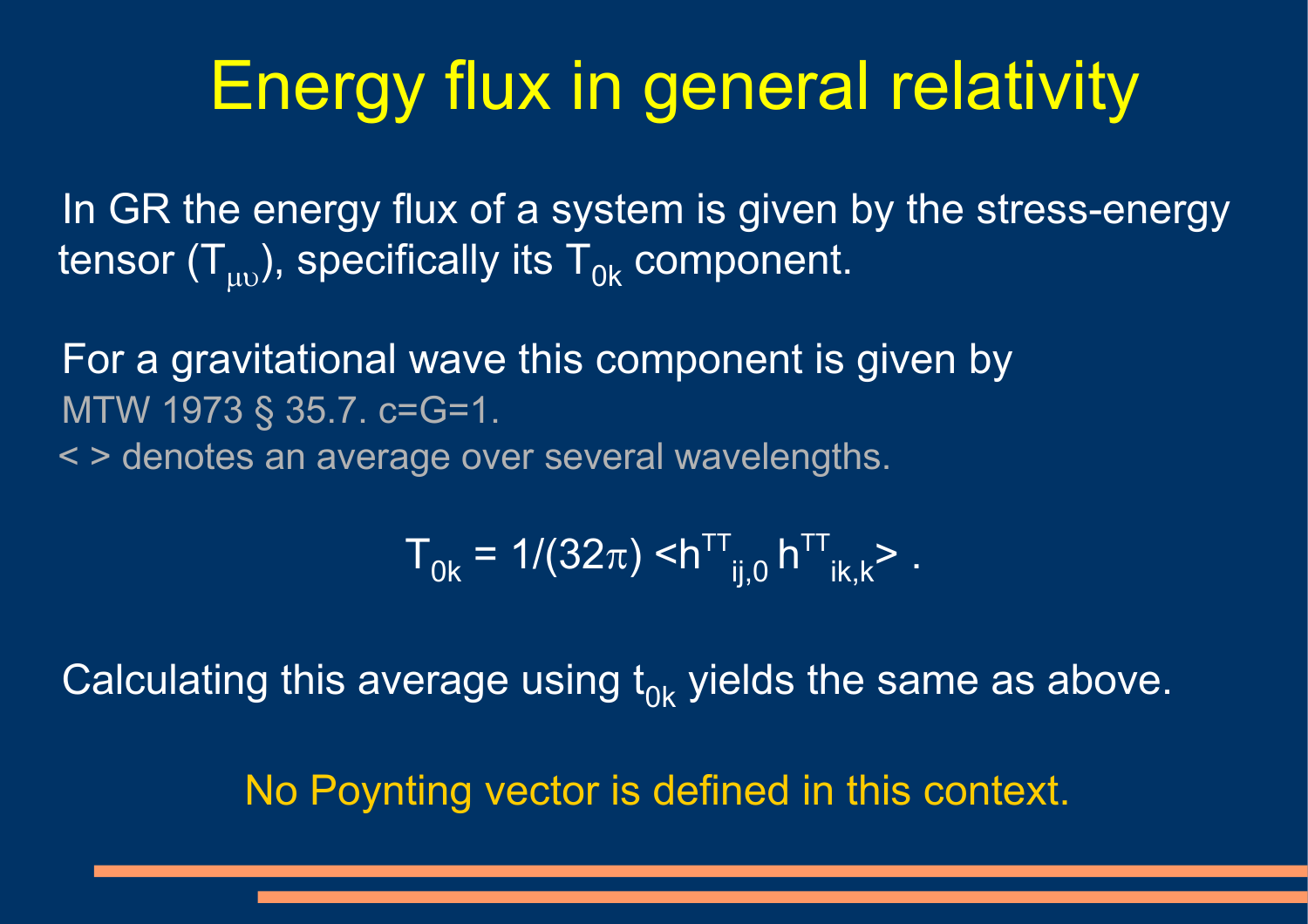# Energy flux in general relativity

In GR the energy flux of a system is given by the stress-energy tensor ($T_{\mu\upsilon}$), specifically its $T_{0k}$ component.

For a gravitational wave this component is given by
MTW 1973 § 35.7. c=G=1.
< > denotes an average over several wavelengths.

$$T_{0k} = 1/(32\pi) \langle h^{TT}_{ij,0}\, h^{TT}_{ik,k} \rangle \ .$$

Calculating this average using $t_{0k}$ yields the same as above.

No Poynting vector is defined in this context.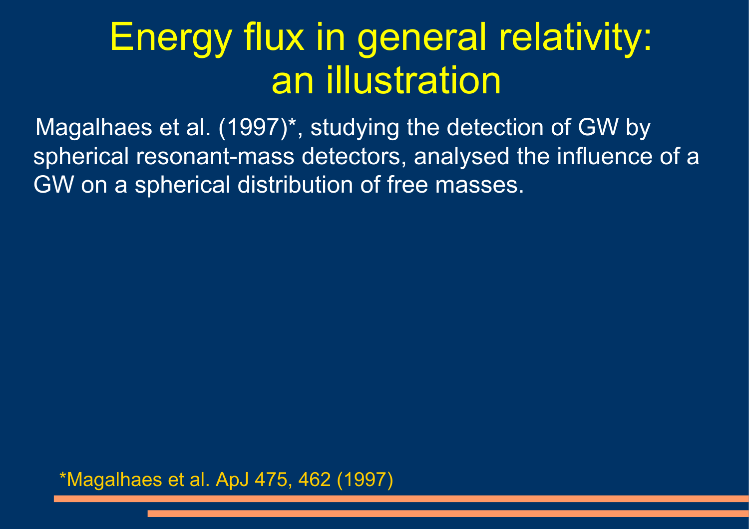# Energy flux in general relativity: an illustration

Magalhaes et al. (1997)*, studying the detection of GW by spherical resonant-mass detectors, analysed the influence of a GW on a spherical distribution of free masses.

*Magalhaes et al. ApJ 475, 462 (1997)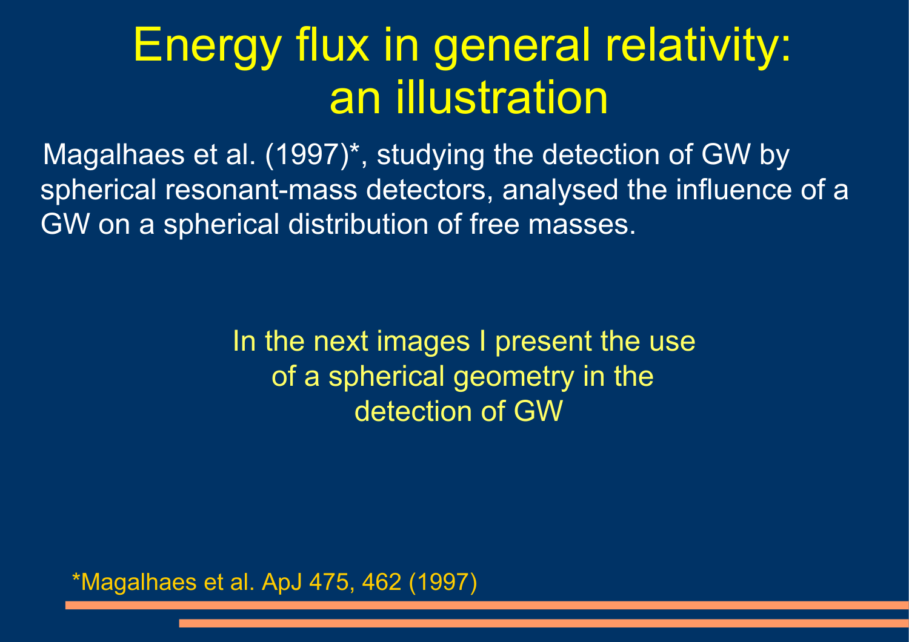# Energy flux in general relativity: an illustration

Magalhaes et al. (1997)*, studying the detection of GW by spherical resonant-mass detectors, analysed the influence of a GW on a spherical distribution of free masses.

In the next images I present the use of a spherical geometry in the detection of GW

*Magalhaes et al. ApJ 475, 462 (1997)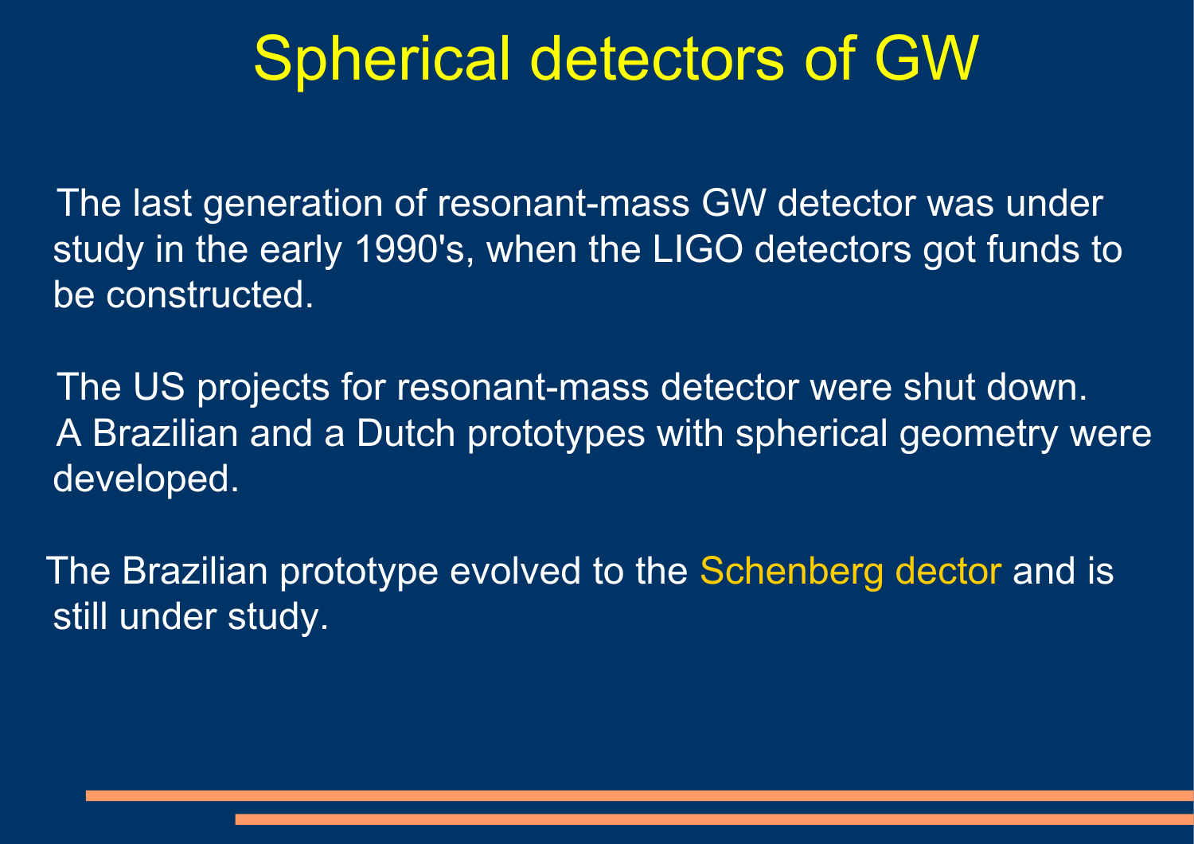# Spherical detectors of GW

The last generation of resonant-mass GW detector was under study in the early 1990's, when the LIGO detectors got funds to be constructed.

The US projects for resonant-mass detector were shut down. A Brazilian and a Dutch prototypes with spherical geometry were developed.

The Brazilian prototype evolved to the Schenberg dector and is still under study.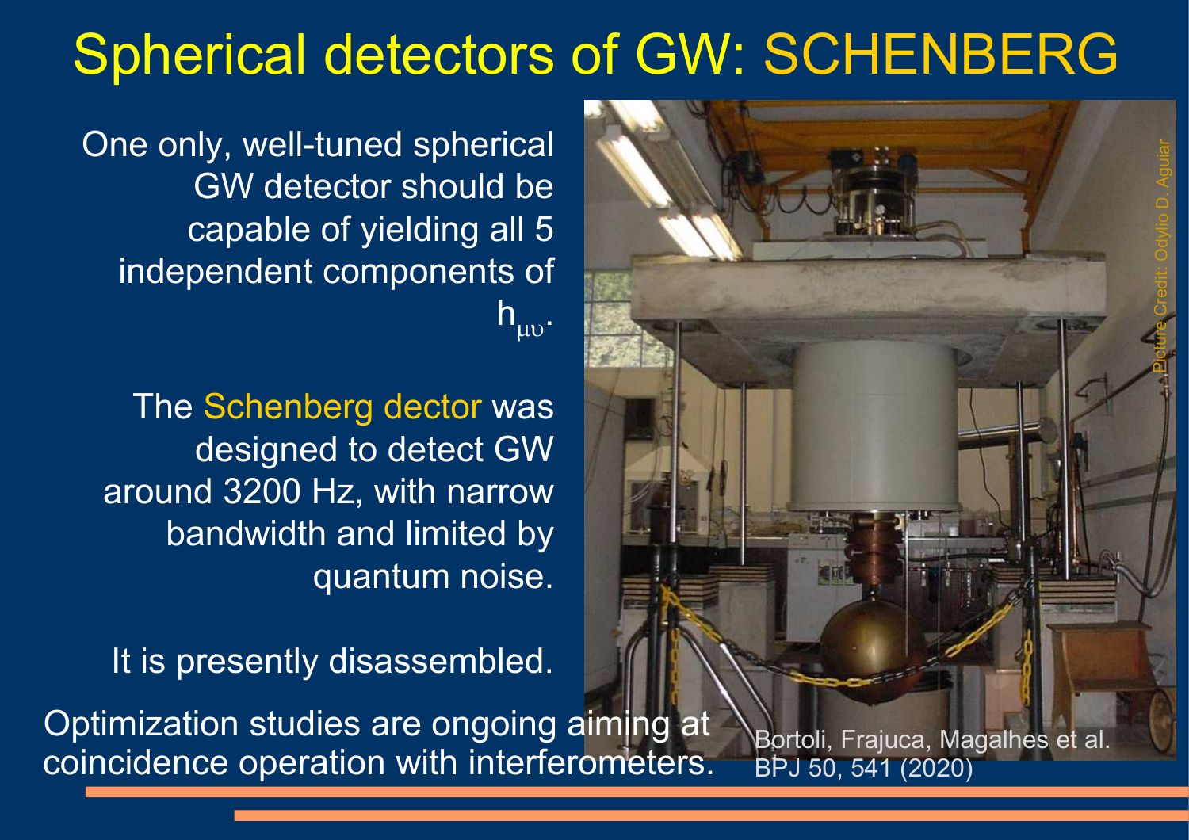# Spherical detectors of GW: SCHENBERG

One only, well-tuned spherical GW detector should be capable of yielding all 5 independent components of $h_{\mu\upsilon}$.

The Schenberg dector was designed to detect GW around 3200 Hz, with narrow bandwidth and limited by quantum noise.

It is presently disassembled.

Optimization studies are ongoing aiming at coincidence operation with interferometers.

Picture Credit: Odylio D. Aguiar

Bortoli, Frajuca, Magalhes et al. BPJ 50, 541 (2020)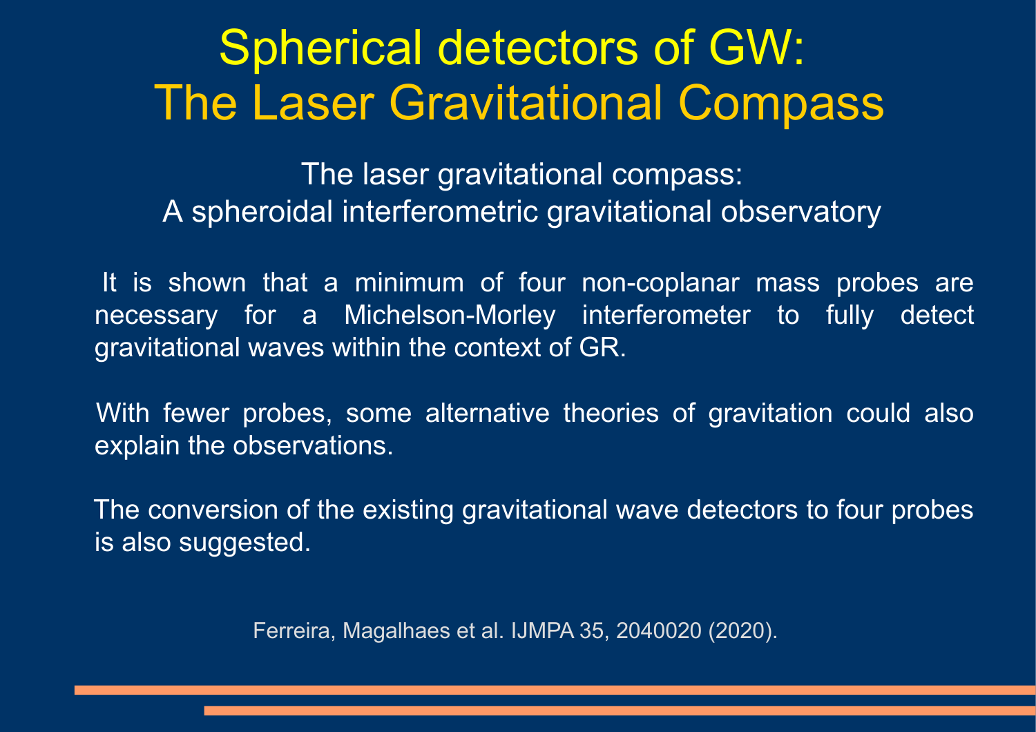# Spherical detectors of GW: The Laser Gravitational Compass

## The laser gravitational compass: A spheroidal interferometric gravitational observatory

It is shown that a minimum of four non-coplanar mass probes are necessary for a Michelson-Morley interferometer to fully detect gravitational waves within the context of GR.

With fewer probes, some alternative theories of gravitation could also explain the observations.

The conversion of the existing gravitational wave detectors to four probes is also suggested.

Ferreira, Magalhaes et al. IJMPA 35, 2040020 (2020).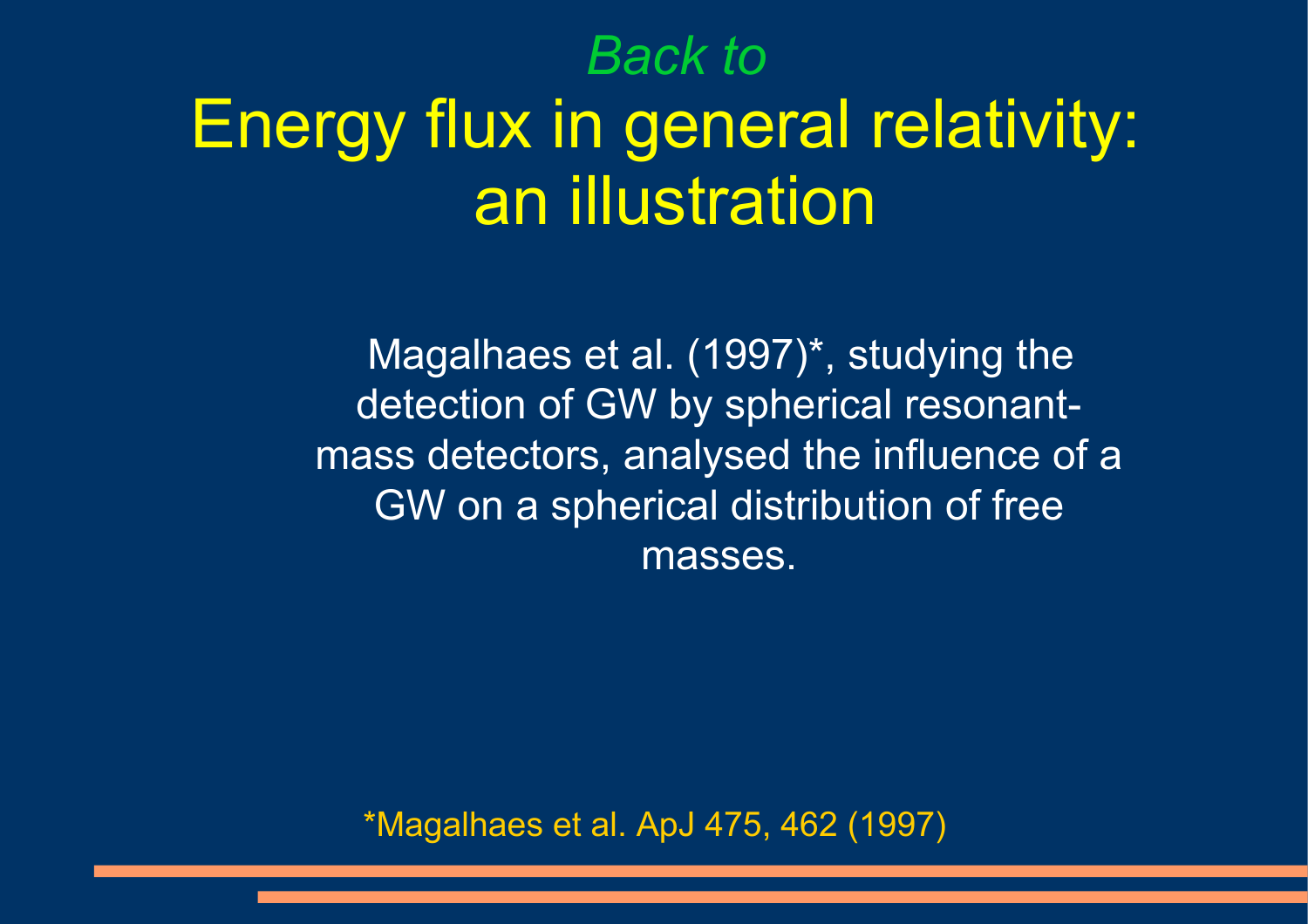*Back to*

# Energy flux in general relativity: an illustration

Magalhaes et al. (1997)*, studying the detection of GW by spherical resonant-mass detectors, analysed the influence of a GW on a spherical distribution of free masses.

*Magalhaes et al. ApJ 475, 462 (1997)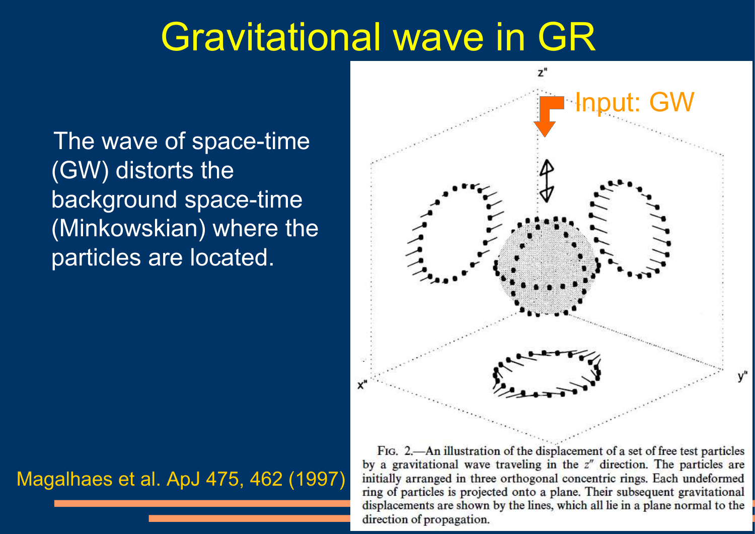# Gravitational wave in GR

The wave of space-time (GW) distorts the background space-time (Minkowskian) where the particles are located.

Magalhaes et al. ApJ 475, 462 (1997)

Input: GW

FIG. 2.—An illustration of the displacement of a set of free test particles by a gravitational wave traveling in the $z''$ direction. The particles are initially arranged in three orthogonal concentric rings. Each undeformed ring of particles is projected onto a plane. Their subsequent gravitational displacements are shown by the lines, which all lie in a plane normal to the direction of propagation.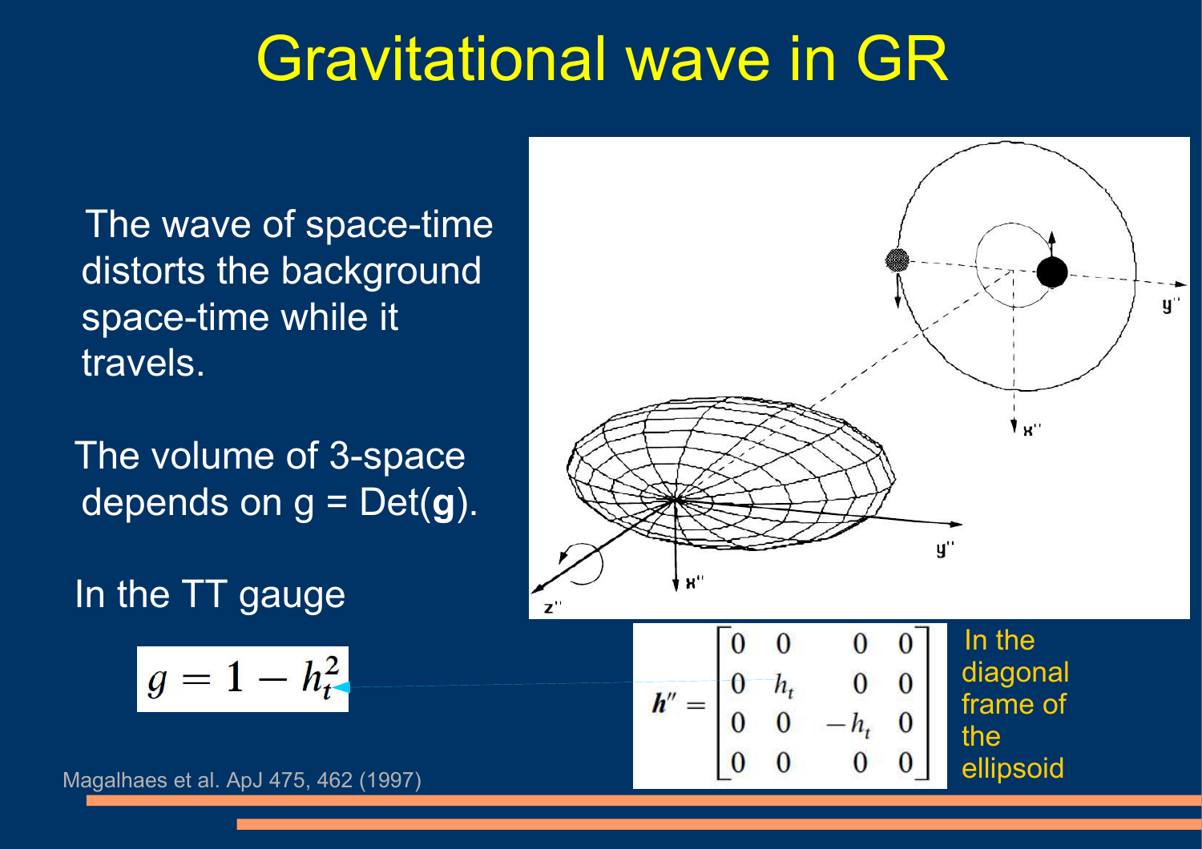# Gravitational wave in GR

The wave of space-time distorts the background space-time while it travels.

The volume of 3-space depends on g = Det(**g**).

In the TT gauge

$$g = 1 - h_t^2$$

$$\boldsymbol{h}'' = \begin{bmatrix} 0 & 0 & 0 & 0 \\ 0 & h_t & 0 & 0 \\ 0 & 0 & -h_t & 0 \\ 0 & 0 & 0 & 0 \end{bmatrix}$$

In the diagonal frame of the ellipsoid

Magalhaes et al. ApJ 475, 462 (1997)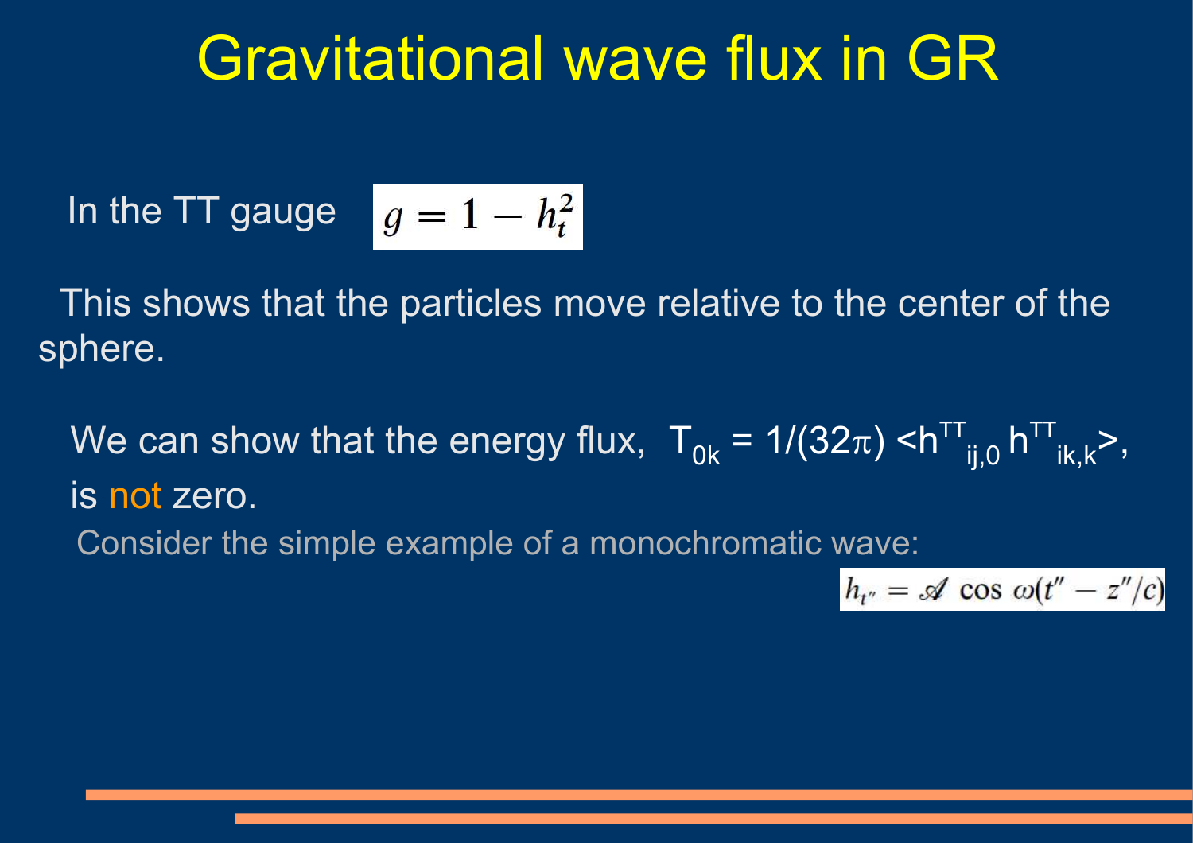# Gravitational wave flux in GR

In the TT gauge $g = 1 - h_t^2$

This shows that the particles move relative to the center of the sphere.

We can show that the energy flux, $T_{0k} = 1/(32\pi) \langle h^{TT}_{ij,0}\, h^{TT}_{ik,k} \rangle$, is not zero.

Consider the simple example of a monochromatic wave:

$$h_{t''} = \mathscr{A} \cos \omega(t'' - z''/c)$$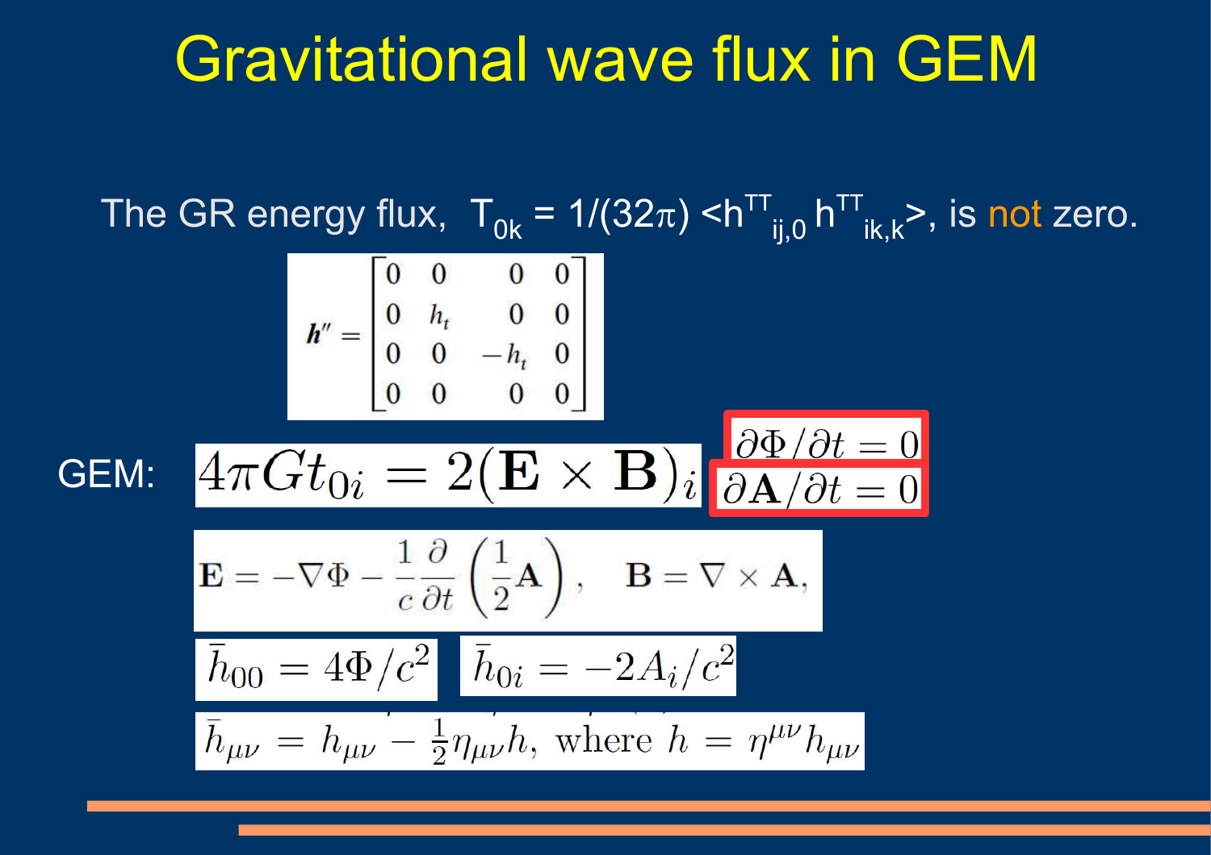# Gravitational wave flux in GEM

The GR energy flux, $T_{0k} = 1/(32\pi) \langle h^{TT}_{ij,0}\, h^{TT}_{ik,k} \rangle$, is not zero.

$$
\boldsymbol{h}'' = \begin{bmatrix} 0 & 0 & 0 & 0 \\ 0 & h_t & 0 & 0 \\ 0 & 0 & -h_t & 0 \\ 0 & 0 & 0 & 0 \end{bmatrix}
$$

GEM:

$$4\pi G t_{0i} = 2(\mathbf{E} \times \mathbf{B})_i$$

$$\partial \Phi / \partial t = 0$$

$$\partial \mathbf{A} / \partial t = 0$$

$$\mathbf{E} = -\nabla \Phi - \frac{1}{c}\frac{\partial}{\partial t}\left(\frac{1}{2}\mathbf{A}\right), \quad \mathbf{B} = \nabla \times \mathbf{A},$$

$$\bar{h}_{00} = 4\Phi / c^2 \qquad \bar{h}_{0i} = -2A_i / c^2$$

$$\bar{h}_{\mu\nu} = h_{\mu\nu} - \frac{1}{2}\eta_{\mu\nu} h, \text{ where } h = \eta^{\mu\nu} h_{\mu\nu}$$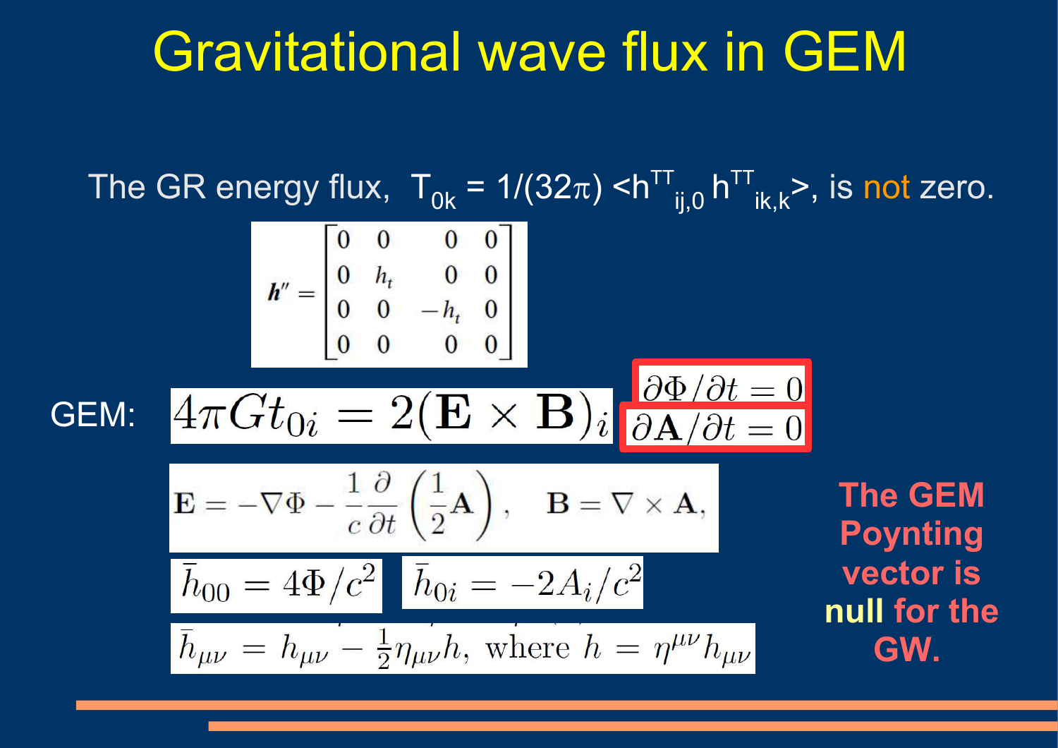# Gravitational wave flux in GEM

The GR energy flux, $T_{0k} = 1/(32\pi) \langle h^{TT}_{ij,0}\, h^{TT}_{ik,k} \rangle$, is not zero.

$$\boldsymbol{h}'' = \begin{bmatrix} 0 & 0 & 0 & 0 \\ 0 & h_t & 0 & 0 \\ 0 & 0 & -h_t & 0 \\ 0 & 0 & 0 & 0 \end{bmatrix}$$

GEM: $$4\pi G t_{0i} = 2(\mathbf{E} \times \mathbf{B})_i$$

$$\partial\Phi/\partial t = 0$$

$$\partial\mathbf{A}/\partial t = 0$$

$$\mathbf{E} = -\nabla\Phi - \frac{1}{c}\frac{\partial}{\partial t}\left(\frac{1}{2}\mathbf{A}\right), \quad \mathbf{B} = \nabla \times \mathbf{A},$$

$$\bar{h}_{00} = 4\Phi/c^2 \qquad \bar{h}_{0i} = -2A_i/c^2$$

$$\bar{h}_{\mu\nu} = h_{\mu\nu} - \tfrac{1}{2}\eta_{\mu\nu}h, \text{ where } h = \eta^{\mu\nu}h_{\mu\nu}$$

**The GEM Poynting vector is null for the GW.**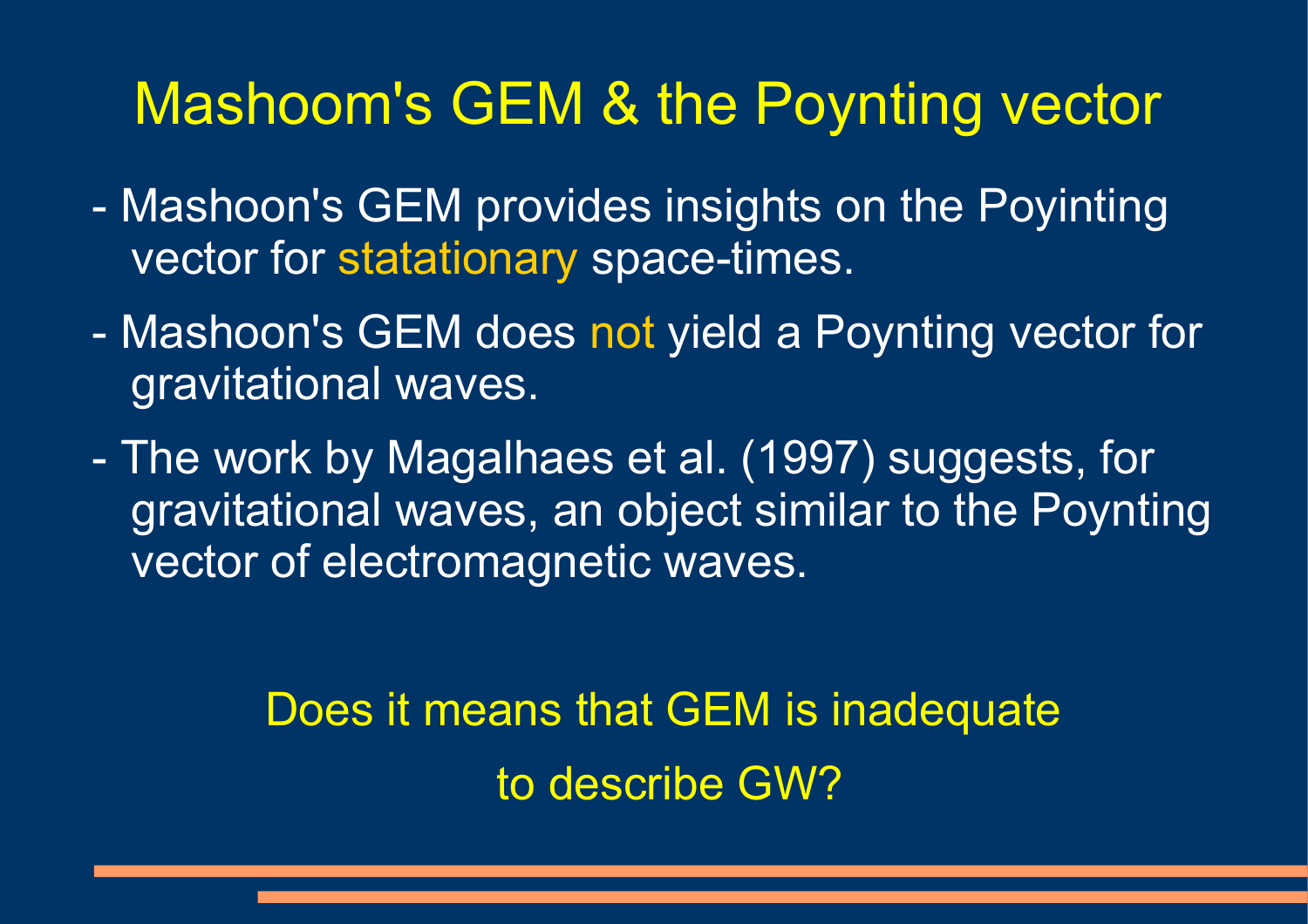# Mashoom's GEM & the Poynting vector

- Mashoon's GEM provides insights on the Poyinting vector for statationary space-times.
- Mashoon's GEM does not yield a Poynting vector for gravitational waves.
- The work by Magalhaes et al. (1997) suggests, for gravitational waves, an object similar to the Poynting vector of electromagnetic waves.

Does it means that GEM is inadequate to describe GW?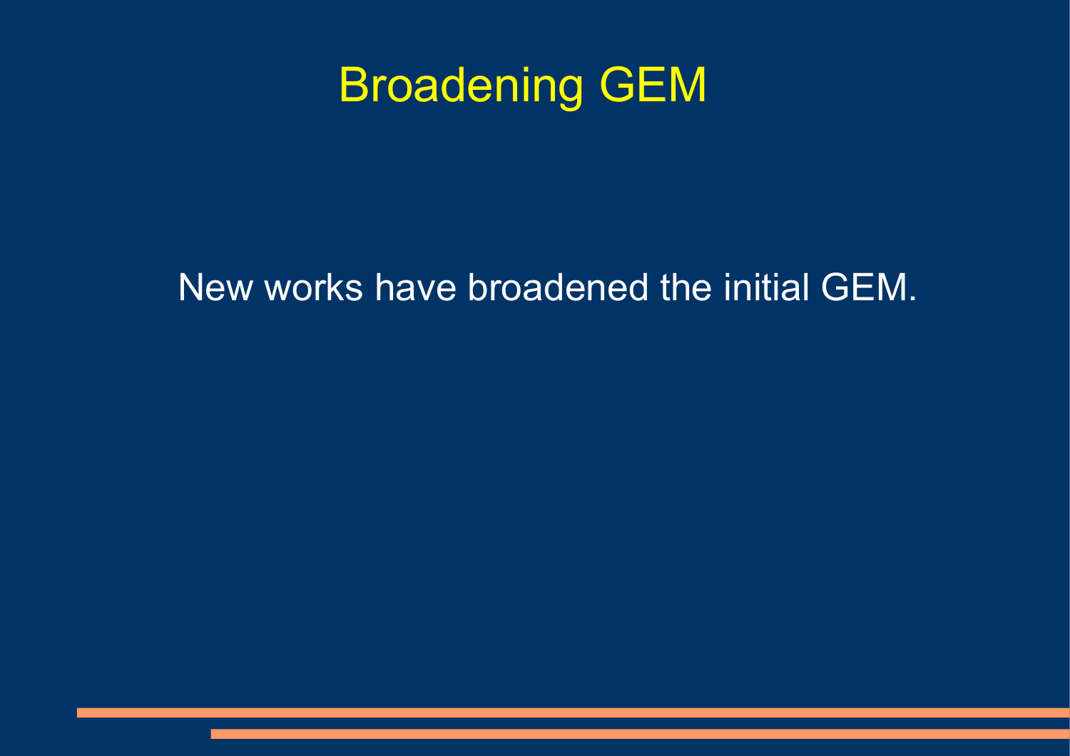# Broadening GEM

New works have broadened the initial GEM.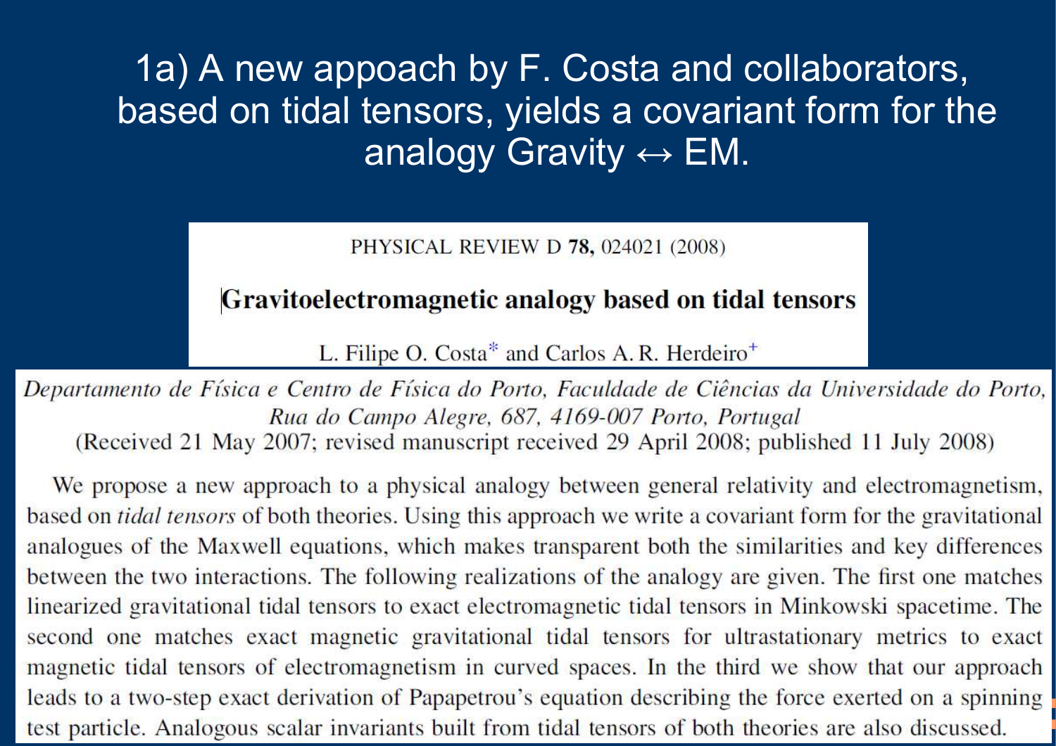# 1a) A new appoach by F. Costa and collaborators, based on tidal tensors, yields a covariant form for the analogy Gravity ↔ EM.

PHYSICAL REVIEW D **78,** 024021 (2008)

## Gravitoelectromagnetic analogy based on tidal tensors

L. Filipe O. Costa* and Carlos A. R. Herdeiro+

*Departamento de Física e Centro de Física do Porto, Faculdade de Ciências da Universidade do Porto, Rua do Campo Alegre, 687, 4169-007 Porto, Portugal*

(Received 21 May 2007; revised manuscript received 29 April 2008; published 11 July 2008)

We propose a new approach to a physical analogy between general relativity and electromagnetism, based on *tidal tensors* of both theories. Using this approach we write a covariant form for the gravitational analogues of the Maxwell equations, which makes transparent both the similarities and key differences between the two interactions. The following realizations of the analogy are given. The first one matches linearized gravitational tidal tensors to exact electromagnetic tidal tensors in Minkowski spacetime. The second one matches exact magnetic gravitational tidal tensors for ultrastationary metrics to exact magnetic tidal tensors of electromagnetism in curved spaces. In the third we show that our approach leads to a two-step exact derivation of Papapetrou's equation describing the force exerted on a spinning test particle. Analogous scalar invariants built from tidal tensors of both theories are also discussed.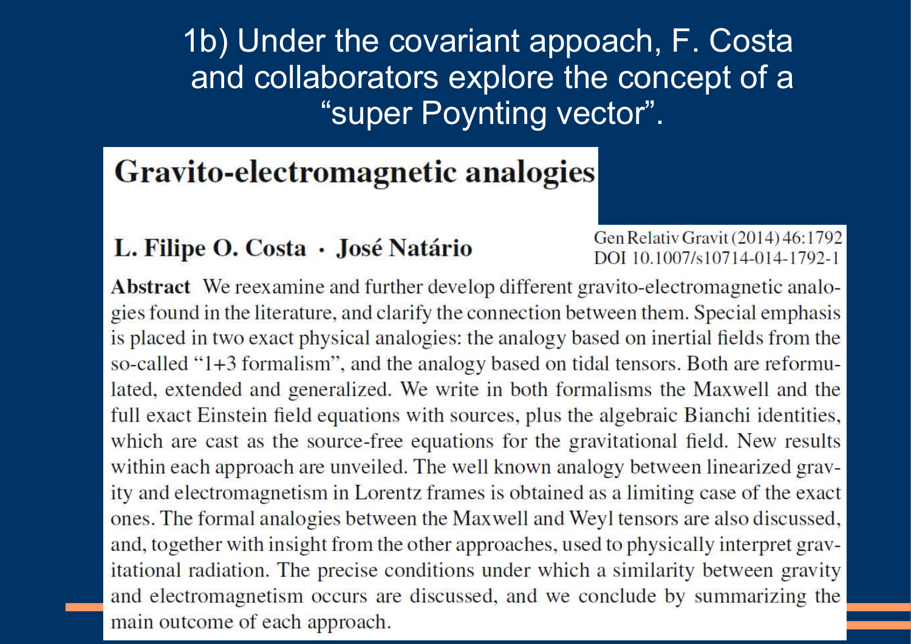# 1b) Under the covariant appoach, F. Costa and collaborators explore the concept of a "super Poynting vector".

## Gravito-electromagnetic analogies

**L. Filipe O. Costa · José Natário**

Gen Relativ Gravit (2014) 46:1792
DOI 10.1007/s10714-014-1792-1

**Abstract** We reexamine and further develop different gravito-electromagnetic analogies found in the literature, and clarify the connection between them. Special emphasis is placed in two exact physical analogies: the analogy based on inertial fields from the so-called "1+3 formalism", and the analogy based on tidal tensors. Both are reformulated, extended and generalized. We write in both formalisms the Maxwell and the full exact Einstein field equations with sources, plus the algebraic Bianchi identities, which are cast as the source-free equations for the gravitational field. New results within each approach are unveiled. The well known analogy between linearized gravity and electromagnetism in Lorentz frames is obtained as a limiting case of the exact ones. The formal analogies between the Maxwell and Weyl tensors are also discussed, and, together with insight from the other approaches, used to physically interpret gravitational radiation. The precise conditions under which a similarity between gravity and electromagnetism occurs are discussed, and we conclude by summarizing the main outcome of each approach.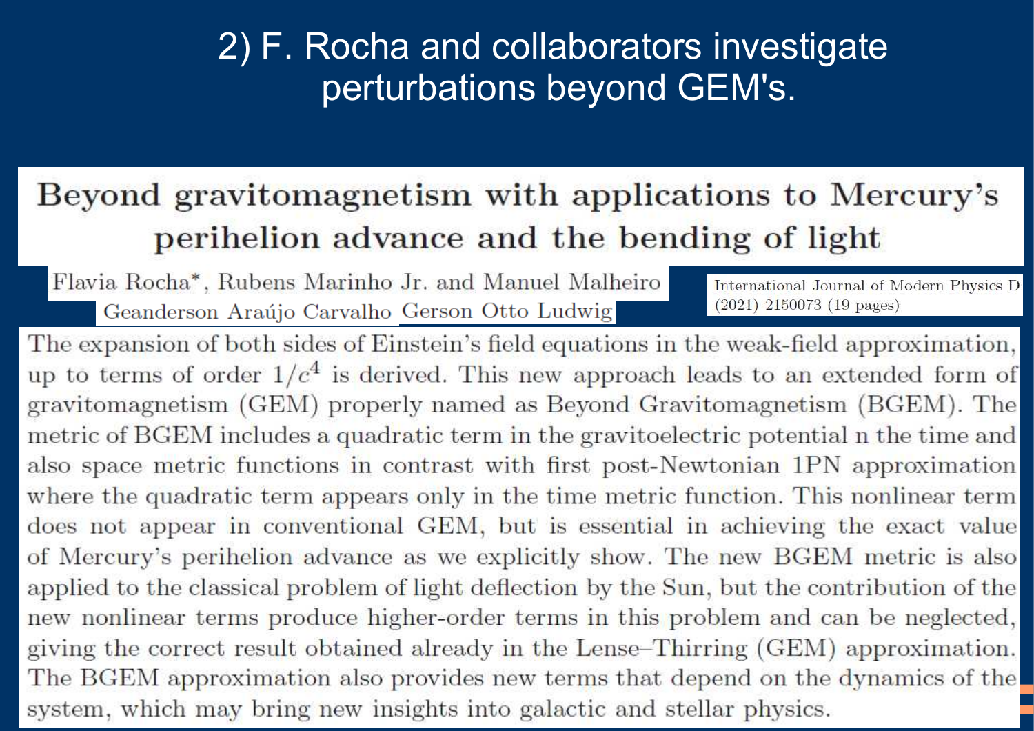# 2) F. Rocha and collaborators investigate perturbations beyond GEM's.

## Beyond gravitomagnetism with applications to Mercury's perihelion advance and the bending of light

Flavia Rocha*, Rubens Marinho Jr. and Manuel Malheiro
Geanderson Araújo Carvalho Gerson Otto Ludwig

International Journal of Modern Physics D (2021) 2150073 (19 pages)

The expansion of both sides of Einstein's field equations in the weak-field approximation, up to terms of order $1/c^4$ is derived. This new approach leads to an extended form of gravitomagnetism (GEM) properly named as Beyond Gravitomagnetism (BGEM). The metric of BGEM includes a quadratic term in the gravitoelectric potential n the time and also space metric functions in contrast with first post-Newtonian 1PN approximation where the quadratic term appears only in the time metric function. This nonlinear term does not appear in conventional GEM, but is essential in achieving the exact value of Mercury's perihelion advance as we explicitly show. The new BGEM metric is also applied to the classical problem of light deflection by the Sun, but the contribution of the new nonlinear terms produce higher-order terms in this problem and can be neglected, giving the correct result obtained already in the Lense–Thirring (GEM) approximation. The BGEM approximation also provides new terms that depend on the dynamics of the system, which may bring new insights into galactic and stellar physics.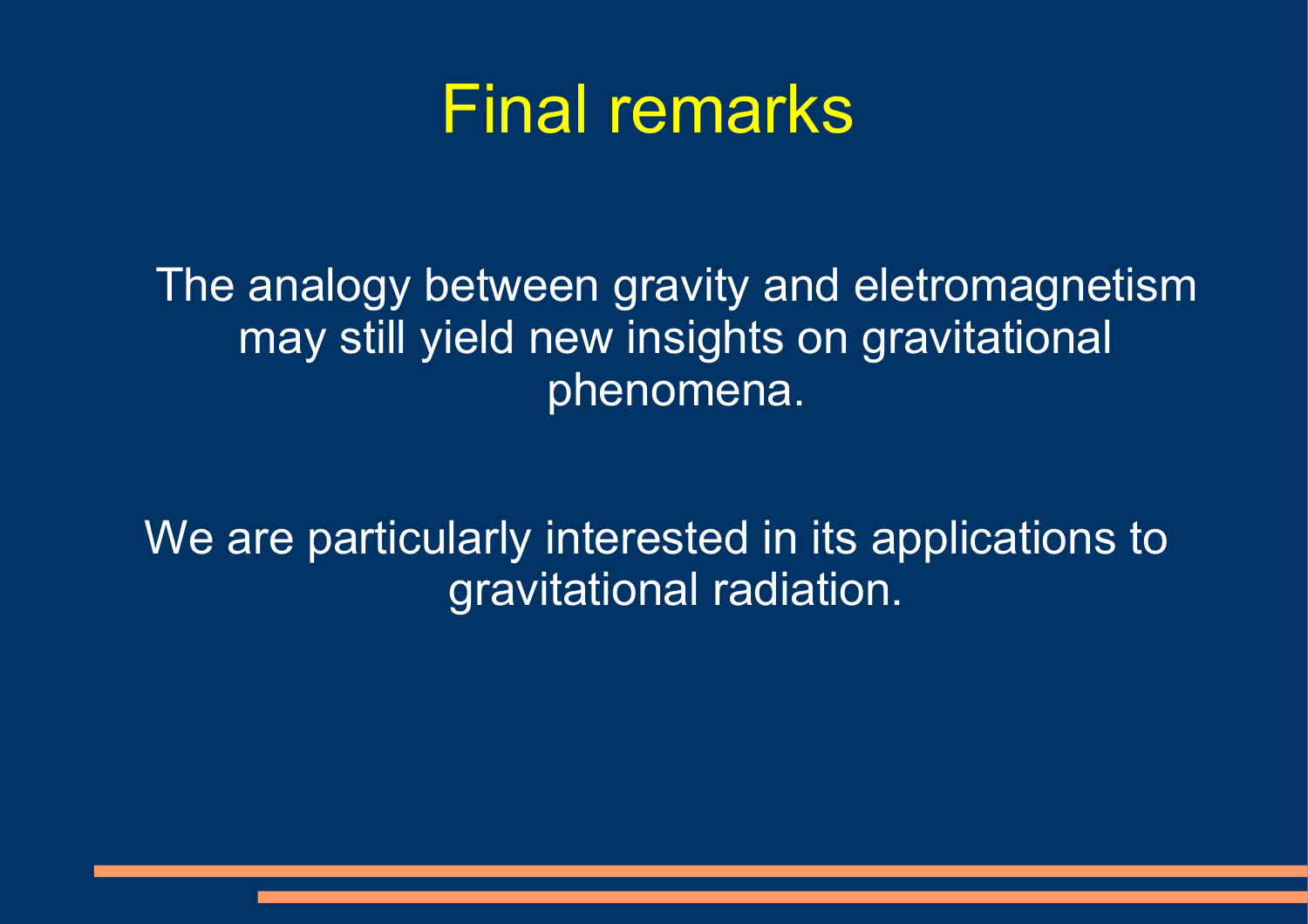# Final remarks

The analogy between gravity and eletromagnetism may still yield new insights on gravitational phenomena.

We are particularly interested in its applications to gravitational radiation.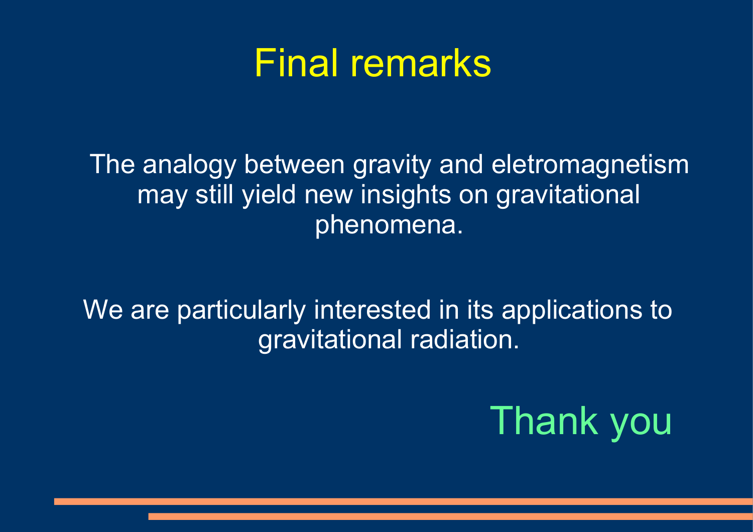# Final remarks

The analogy between gravity and eletromagnetism may still yield new insights on gravitational phenomena.

We are particularly interested in its applications to gravitational radiation.

Thank you